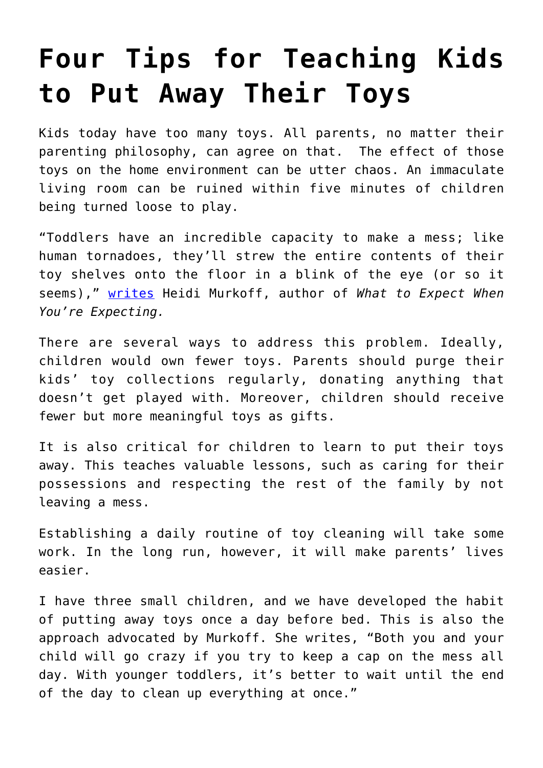# Four Tips for Teaching Kids to Put Away Their Toys

Kids today have too many toys. All parents, no matter their parenting philosophy, can agree on that. The effect of those toys on the home environment can be utter chaos. An immaculate living room can be ruined within five minutes of children being turned loose to play.

"Toddlers have an incredible capacity to make a mess; like human tornadoes, they'll strew the entire contents of their toy shelves onto the floor in a blink of the eye (or so it seems)," writes Heidi Murkoff, author of *What to Expect When You're Expecting.*

There are several ways to address this problem. Ideally, children would own fewer toys. Parents should purge their kids' toy collections regularly, donating anything that doesn't get played with. Moreover, children should receive fewer but more meaningful toys as gifts.

It is also critical for children to learn to put their toys away. This teaches valuable lessons, such as caring for their possessions and respecting the rest of the family by not leaving a mess.

Establishing a daily routine of toy cleaning will take some work. In the long run, however, it will make parents' lives easier.

I have three small children, and we have developed the habit of putting away toys once a day before bed. This is also the approach advocated by Murkoff. She writes, "Both you and your child will go crazy if you try to keep a cap on the mess all day. With younger toddlers, it's better to wait until the end of the day to clean up everything at once."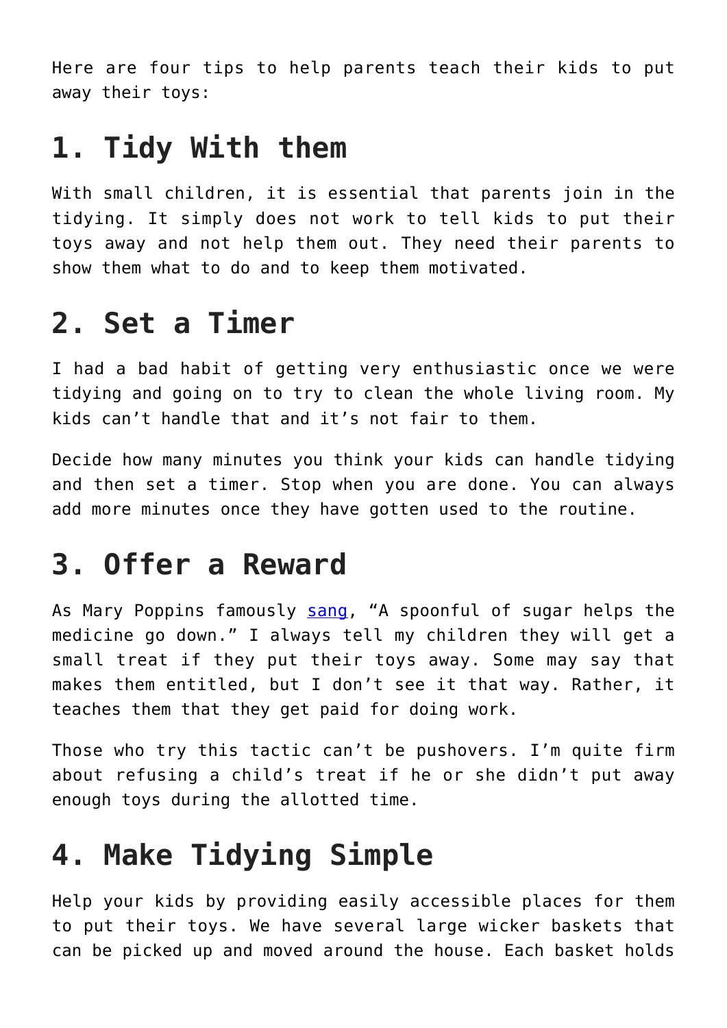Here are four tips to help parents teach their kids to put away their toys:

## 1. Tidy With them

With small children, it is essential that parents join in the tidying. It simply does not work to tell kids to put their toys away and not help them out. They need their parents to show them what to do and to keep them motivated.

## 2. Set a Timer

I had a bad habit of getting very enthusiastic once we were tidying and going on to try to clean the whole living room. My kids can't handle that and it's not fair to them.

Decide how many minutes you think your kids can handle tidying and then set a timer. Stop when you are done. You can always add more minutes once they have gotten used to the routine.

## 3. Offer a Reward

As Mary Poppins famously sang, "A spoonful of sugar helps the medicine go down." I always tell my children they will get a small treat if they put their toys away. Some may say that makes them entitled, but I don't see it that way. Rather, it teaches them that they get paid for doing work.

Those who try this tactic can't be pushovers. I'm quite firm about refusing a child's treat if he or she didn't put away enough toys during the allotted time.

## 4. Make Tidying Simple

Help your kids by providing easily accessible places for them to put their toys. We have several large wicker baskets that can be picked up and moved around the house. Each basket holds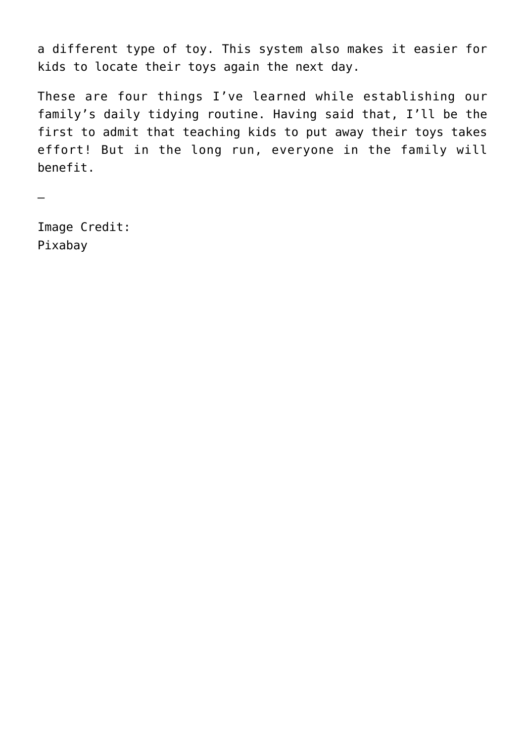a different type of toy. This system also makes it easier for kids to locate their toys again the next day.

These are four things I've learned while establishing our family's daily tidying routine. Having said that, I'll be the first to admit that teaching kids to put away their toys takes effort! But in the long run, everyone in the family will benefit.

—

Image Credit:
Pixabay